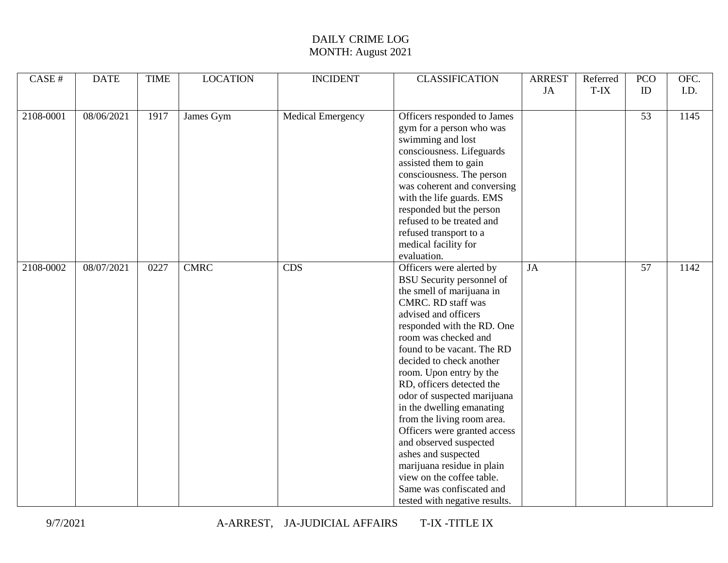# DAILY CRIME LOG

## MONTH: August 2021

| CASE # | DATE | TIME | LOCATION | INCIDENT | CLASSIFICATION | ARREST JA | Referred T-IX | PCO ID | OFC. I.D. |
|---|---|---|---|---|---|---|---|---|---|
| 2108-0001 | 08/06/2021 | 1917 | James Gym | Medical Emergency | Officers responded to James gym for a person who was swimming and lost consciousness. Lifeguards assisted them to gain consciousness. The person was coherent and conversing with the life guards. EMS responded but the person refused to be treated and refused transport to a medical facility for evaluation. | | | 53 | 1145 |
| 2108-0002 | 08/07/2021 | 0227 | CMRC | CDS | Officers were alerted by BSU Security personnel of the smell of marijuana in CMRC. RD staff was advised and officers responded with the RD. One room was checked and found to be vacant. The RD decided to check another room. Upon entry by the RD, officers detected the odor of suspected marijuana in the dwelling emanating from the living room area. Officers were granted access and observed suspected ashes and suspected marijuana residue in plain view on the coffee table. Same was confiscated and tested with negative results. | JA | | 57 | 1142 |

9/7/2021 A-ARREST, JA-JUDICIAL AFFAIRS T-IX -TITLE IX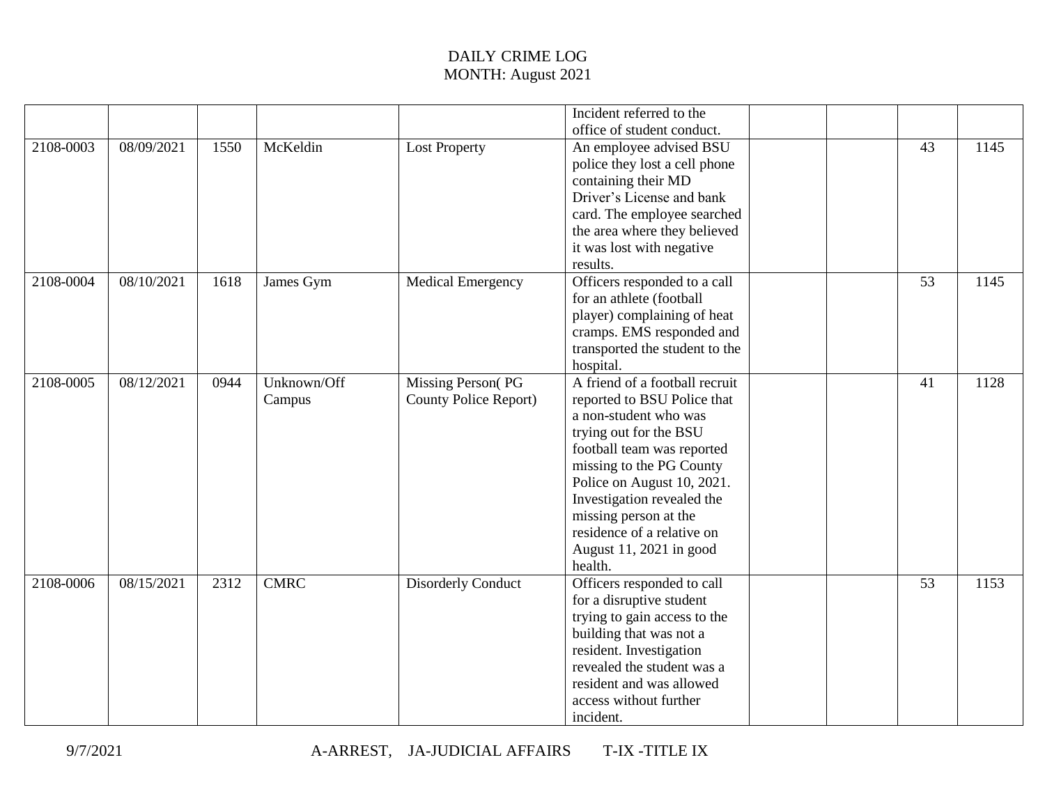# DAILY CRIME LOG
## MONTH: August 2021

| | | | | | | | | | |
|---|---|---|---|---|---|---|---|---|---|
| | | | | | Incident referred to the office of student conduct. | | | | |
| 2108-0003 | 08/09/2021 | 1550 | McKeldin | Lost Property | An employee advised BSU police they lost a cell phone containing their MD Driver's License and bank card. The employee searched the area where they believed it was lost with negative results. | | | 43 | 1145 |
| 2108-0004 | 08/10/2021 | 1618 | James Gym | Medical Emergency | Officers responded to a call for an athlete (football player) complaining of heat cramps. EMS responded and transported the student to the hospital. | | | 53 | 1145 |
| 2108-0005 | 08/12/2021 | 0944 | Unknown/Off Campus | Missing Person( PG County Police Report) | A friend of a football recruit reported to BSU Police that a non-student who was trying out for the BSU football team was reported missing to the PG County Police on August 10, 2021. Investigation revealed the missing person at the residence of a relative on August 11, 2021 in good health. | | | 41 | 1128 |
| 2108-0006 | 08/15/2021 | 2312 | CMRC | Disorderly Conduct | Officers responded to call for a disruptive student trying to gain access to the building that was not a resident. Investigation revealed the student was a resident and was allowed access without further incident. | | | 53 | 1153 |

9/7/2021 A-ARREST, JA-JUDICIAL AFFAIRS T-IX -TITLE IX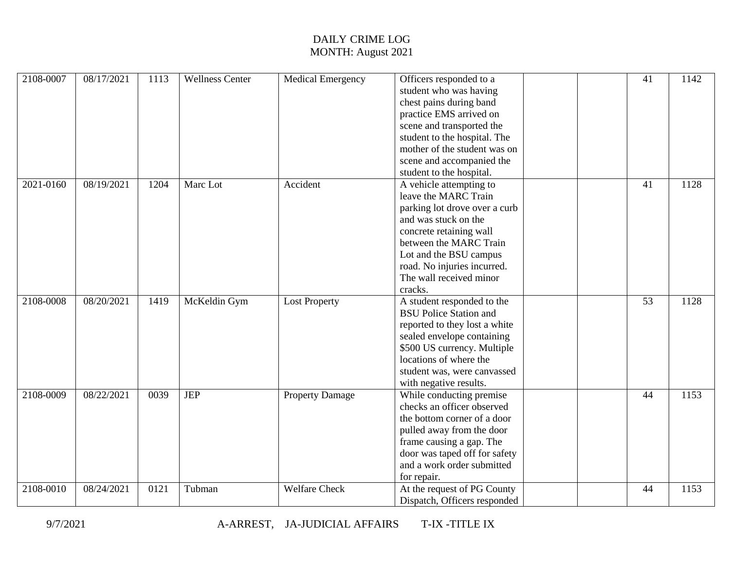DAILY CRIME LOG
MONTH: August 2021

| | | | | | | | | | |
|---|---|---|---|---|---|---|---|---|---|
| 2108-0007 | 08/17/2021 | 1113 | Wellness Center | Medical Emergency | Officers responded to a student who was having chest pains during band practice EMS arrived on scene and transported the student to the hospital. The mother of the student was on scene and accompanied the student to the hospital. | | | 41 | 1142 |
| 2021-0160 | 08/19/2021 | 1204 | Marc Lot | Accident | A vehicle attempting to leave the MARC Train parking lot drove over a curb and was stuck on the concrete retaining wall between the MARC Train Lot and the BSU campus road. No injuries incurred. The wall received minor cracks. | | | 41 | 1128 |
| 2108-0008 | 08/20/2021 | 1419 | McKeldin Gym | Lost Property | A student responded to the BSU Police Station and reported to they lost a white sealed envelope containing $500 US currency. Multiple locations of where the student was, were canvassed with negative results. | | | 53 | 1128 |
| 2108-0009 | 08/22/2021 | 0039 | JEP | Property Damage | While conducting premise checks an officer observed the bottom corner of a door pulled away from the door frame causing a gap. The door was taped off for safety and a work order submitted for repair. | | | 44 | 1153 |
| 2108-0010 | 08/24/2021 | 0121 | Tubman | Welfare Check | At the request of PG County Dispatch, Officers responded | | | 44 | 1153 |

9/7/2021 A-ARREST, JA-JUDICIAL AFFAIRS T-IX -TITLE IX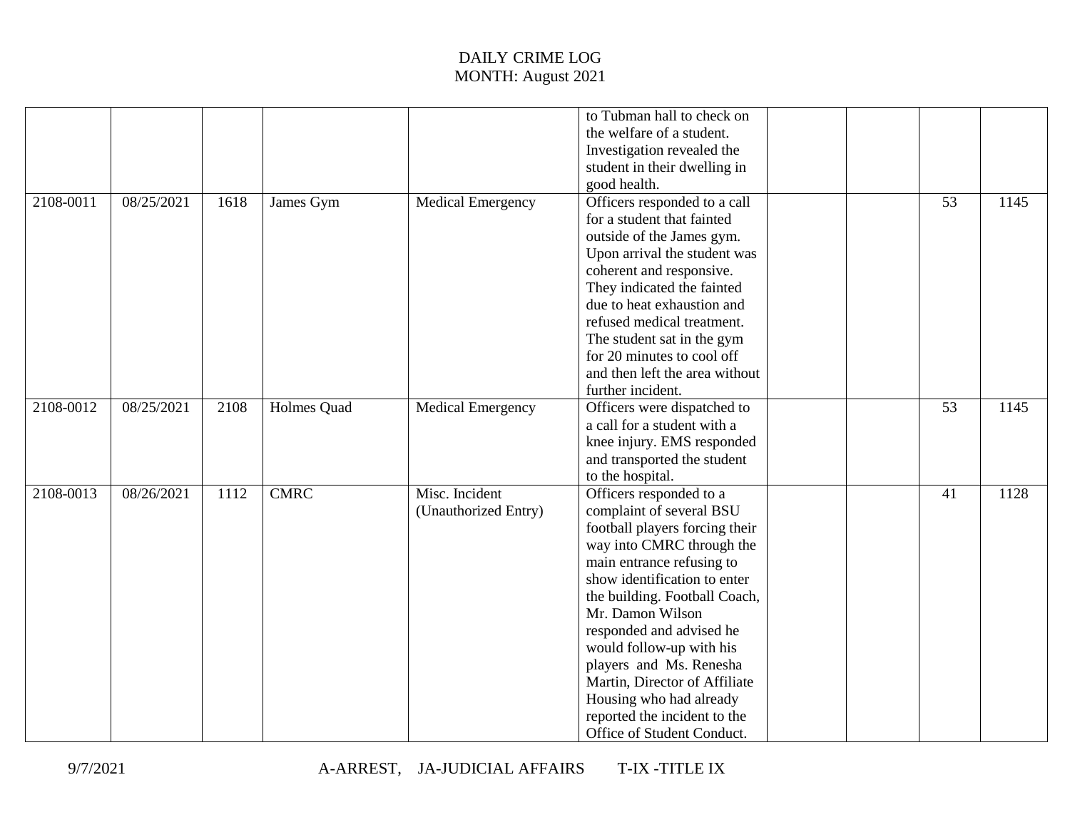DAILY CRIME LOG
MONTH: August 2021

| | | | | | | | | | |
|---|---|---|---|---|---|---|---|---|---|
| | | | | | to Tubman hall to check on the welfare of a student. Investigation revealed the student in their dwelling in good health. | | | | |
| 2108-0011 | 08/25/2021 | 1618 | James Gym | Medical Emergency | Officers responded to a call for a student that fainted outside of the James gym. Upon arrival the student was coherent and responsive. They indicated the fainted due to heat exhaustion and refused medical treatment. The student sat in the gym for 20 minutes to cool off and then left the area without further incident. | | | 53 | 1145 |
| 2108-0012 | 08/25/2021 | 2108 | Holmes Quad | Medical Emergency | Officers were dispatched to a call for a student with a knee injury. EMS responded and transported the student to the hospital. | | | 53 | 1145 |
| 2108-0013 | 08/26/2021 | 1112 | CMRC | Misc. Incident (Unauthorized Entry) | Officers responded to a complaint of several BSU football players forcing their way into CMRC through the main entrance refusing to show identification to enter the building. Football Coach, Mr. Damon Wilson responded and advised he would follow-up with his players and Ms. Renesha Martin, Director of Affiliate Housing who had already reported the incident to the Office of Student Conduct. | | | 41 | 1128 |

9/7/2021 A-ARREST, JA-JUDICIAL AFFAIRS T-IX -TITLE IX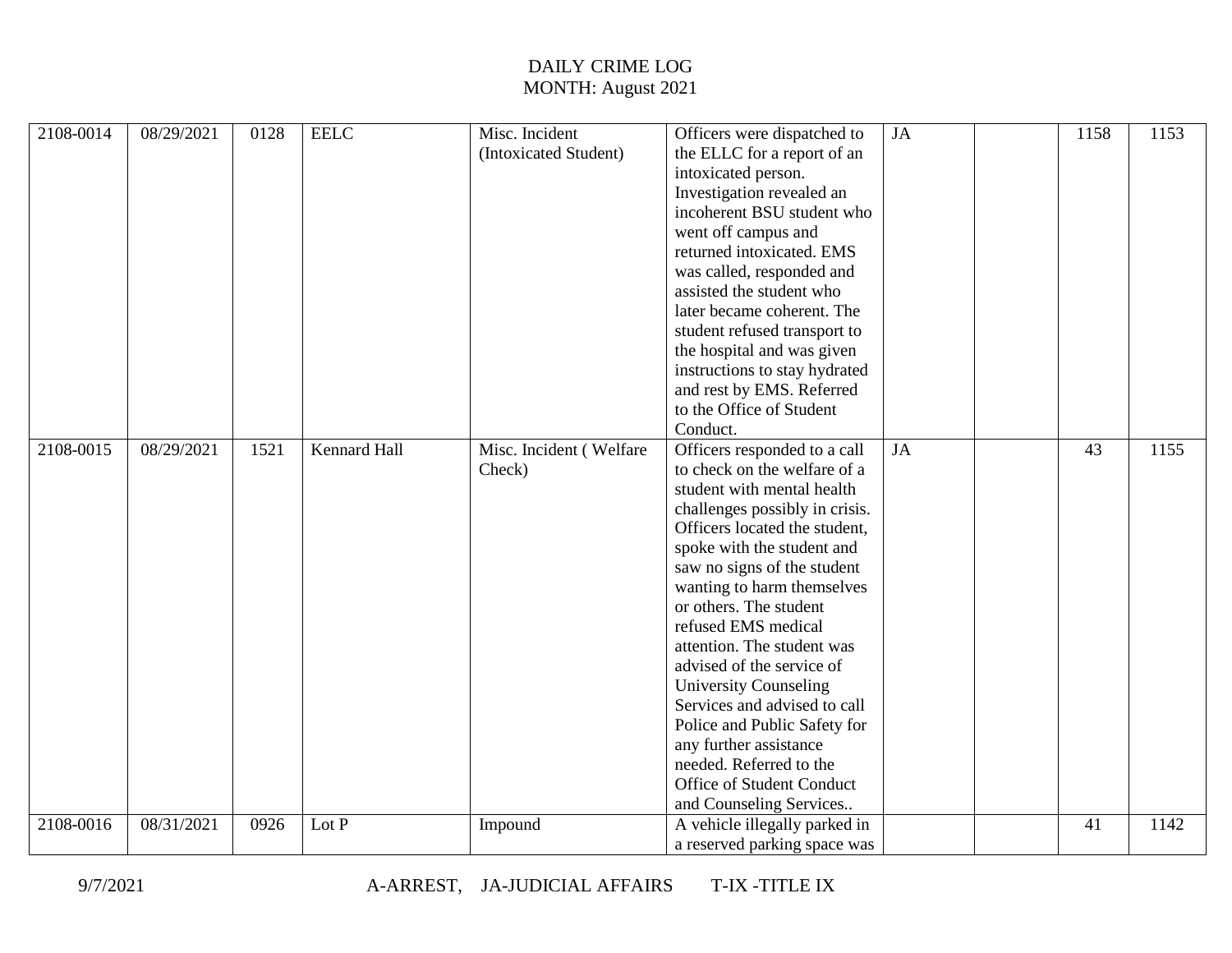DAILY CRIME LOG
MONTH: August 2021

| | | | | | | | | | |
|---|---|---|---|---|---|---|---|---|---|
| 2108-0014 | 08/29/2021 | 0128 | EELC | Misc. Incident (Intoxicated Student) | Officers were dispatched to the ELLC for a report of an intoxicated person. Investigation revealed an incoherent BSU student who went off campus and returned intoxicated. EMS was called, responded and assisted the student who later became coherent. The student refused transport to the hospital and was given instructions to stay hydrated and rest by EMS. Referred to the Office of Student Conduct. | JA | | 1158 | 1153 |
| 2108-0015 | 08/29/2021 | 1521 | Kennard Hall | Misc. Incident ( Welfare Check) | Officers responded to a call to check on the welfare of a student with mental health challenges possibly in crisis. Officers located the student, spoke with the student and saw no signs of the student wanting to harm themselves or others. The student refused EMS medical attention. The student was advised of the service of University Counseling Services and advised to call Police and Public Safety for any further assistance needed. Referred to the Office of Student Conduct and Counseling Services.. | JA | | 43 | 1155 |
| 2108-0016 | 08/31/2021 | 0926 | Lot P | Impound | A vehicle illegally parked in a reserved parking space was | | | 41 | 1142 |

9/7/2021 A-ARREST, JA-JUDICIAL AFFAIRS T-IX -TITLE IX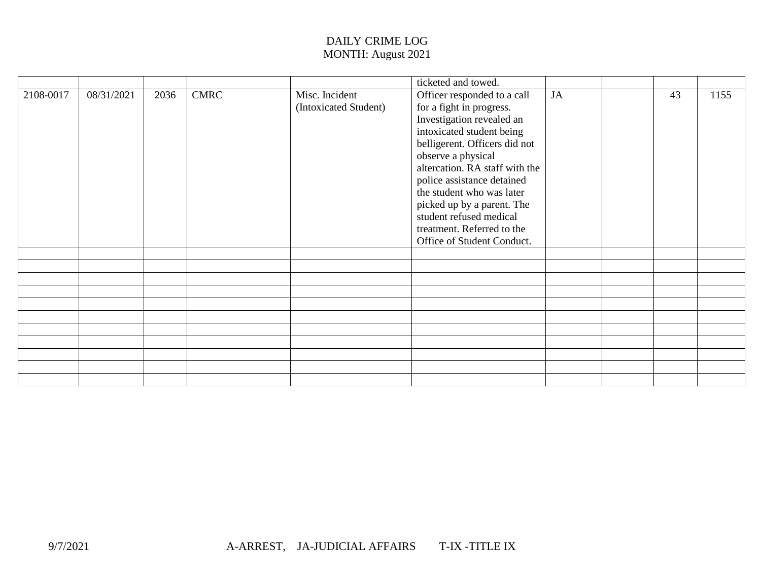# DAILY CRIME LOG
## MONTH: August 2021

| | | | | | | | | | |
|---|---|---|---|---|---|---|---|---|---|
| | | | | | ticketed and towed. | | | | |
| 2108-0017 | 08/31/2021 | 2036 | CMRC | Misc. Incident (Intoxicated Student) | Officer responded to a call for a fight in progress. Investigation revealed an intoxicated student being belligerent. Officers did not observe a physical altercation. RA staff with the police assistance detained the student who was later picked up by a parent. The student refused medical treatment. Referred to the Office of Student Conduct. | JA | | 43 | 1155 |
| | | | | | | | | | |
| | | | | | | | | | |
| | | | | | | | | | |
| | | | | | | | | | |
| | | | | | | | | | |
| | | | | | | | | | |
| | | | | | | | | | |
| | | | | | | | | | |
| | | | | | | | | | |
| | | | | | | | | | |
| | | | | | | | | | |

9/7/2021 A-ARREST, JA-JUDICIAL AFFAIRS T-IX -TITLE IX